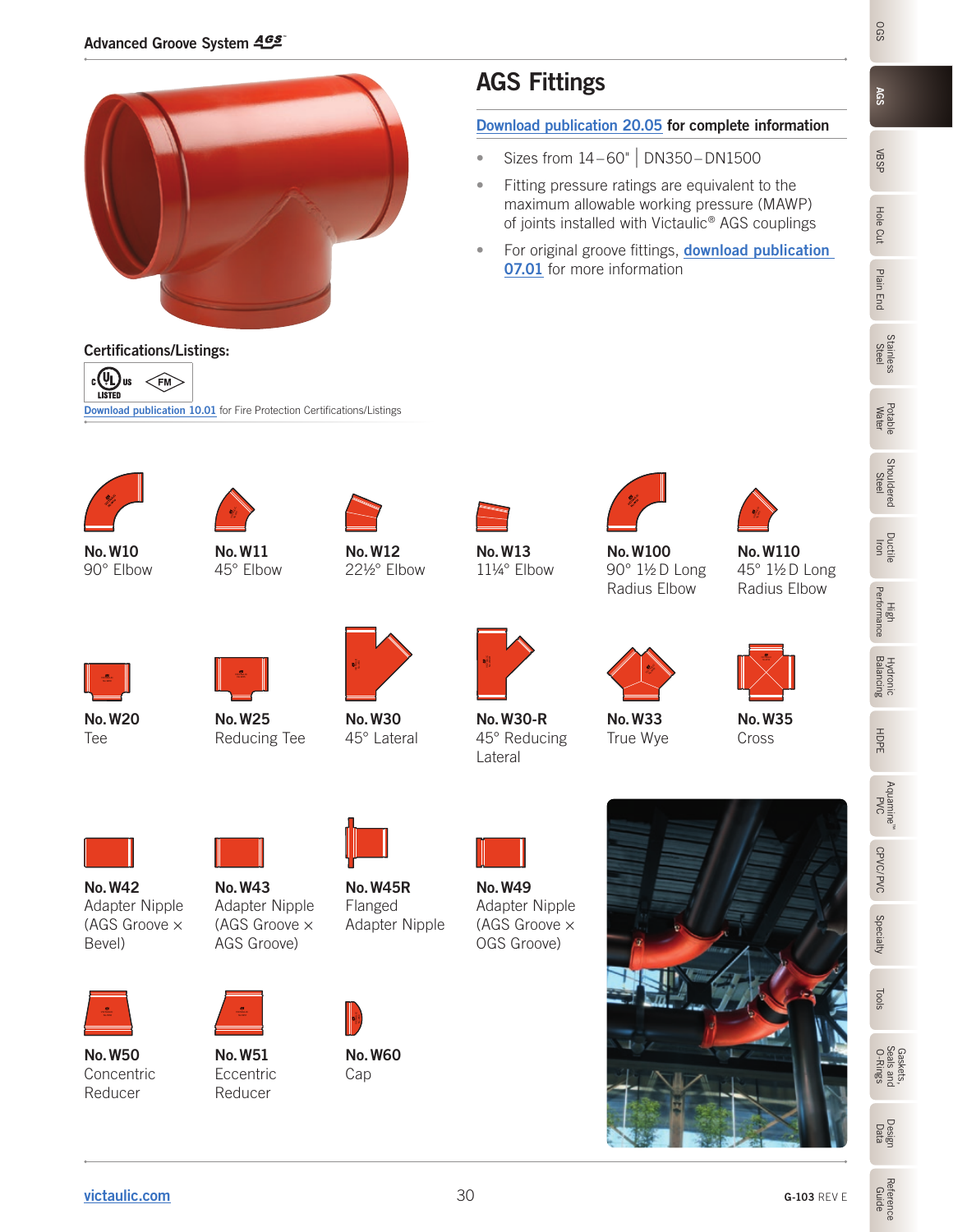# AGS Fittings

Download publication 20.05 for complete information

- Sizes from 14–60" | DN350–DN1500
- Fitting pressure ratings are equivalent to the maximum allowable working pressure (MAWP) of joints installed with Victaulic® AGS couplings
- For original groove fittings, download publication 07.01 for more information

**Certifications/Listings:**

Download publication 10.01 for Fire Protection Certifications/Listings

**No. W10**
90° Elbow

**No. W11**
45° Elbow

**No. W12**
22½° Elbow

**No. W13**
11¼° Elbow

**No. W100**
90° 1½ D Long Radius Elbow

**No. W110**
45° 1½ D Long Radius Elbow

**No. W20**
Tee

**No. W25**
Reducing Tee

**No. W30**
45° Lateral

**No. W30-R**
45° Reducing Lateral

**No. W33**
True Wye

**No. W35**
Cross

**No. W42**
Adapter Nipple (AGS Groove × Bevel)

**No. W43**
Adapter Nipple (AGS Groove × AGS Groove)

**No. W45R**
Flanged Adapter Nipple

**No. W49**
Adapter Nipple (AGS Groove × OGS Groove)

**No. W50**
Concentric Reducer

**No. W51**
Eccentric Reducer

**No. W60**
Cap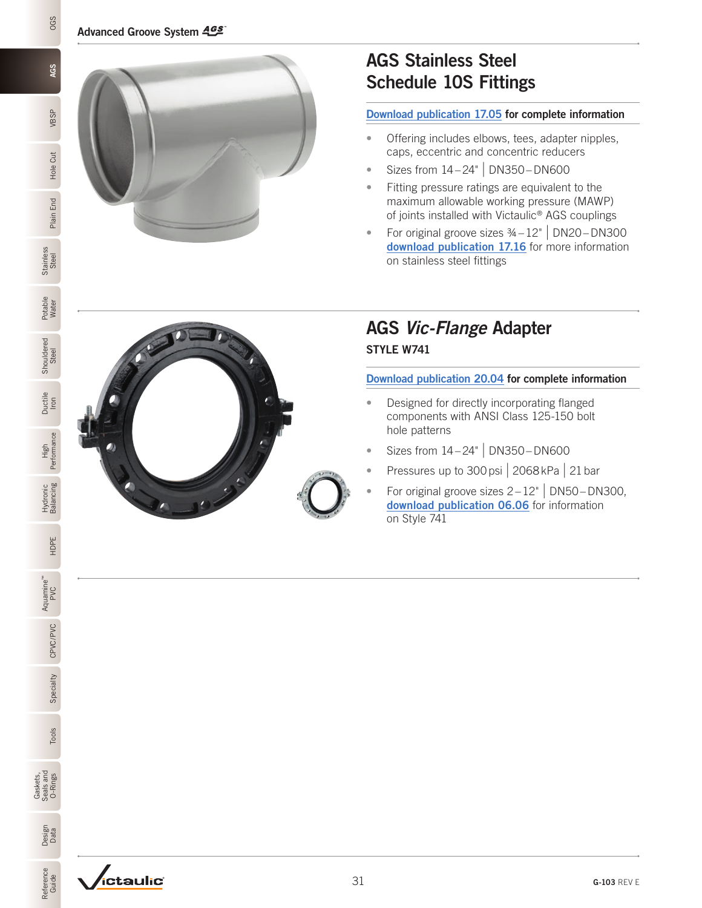## AGS Stainless Steel Schedule 10S Fittings

Download publication 17.05 **for complete information**

- Offering includes elbows, tees, adapter nipples, caps, eccentric and concentric reducers
- Sizes from 14 – 24" | DN350 – DN600
- Fitting pressure ratings are equivalent to the maximum allowable working pressure (MAWP) of joints installed with Victaulic® AGS couplings
- For original groove sizes ¾ – 12" | DN20 – DN300 **download publication 17.16** for more information on stainless steel fittings

## AGS *Vic-Flange* Adapter

**STYLE W741**

Download publication 20.04 **for complete information**

- Designed for directly incorporating flanged components with ANSI Class 125-150 bolt hole patterns
- Sizes from 14 – 24" | DN350 – DN600
- Pressures up to 300 psi | 2068 kPa | 21 bar
- For original groove sizes 2 – 12" | DN50 – DN300, **download publication 06.06** for information on Style 741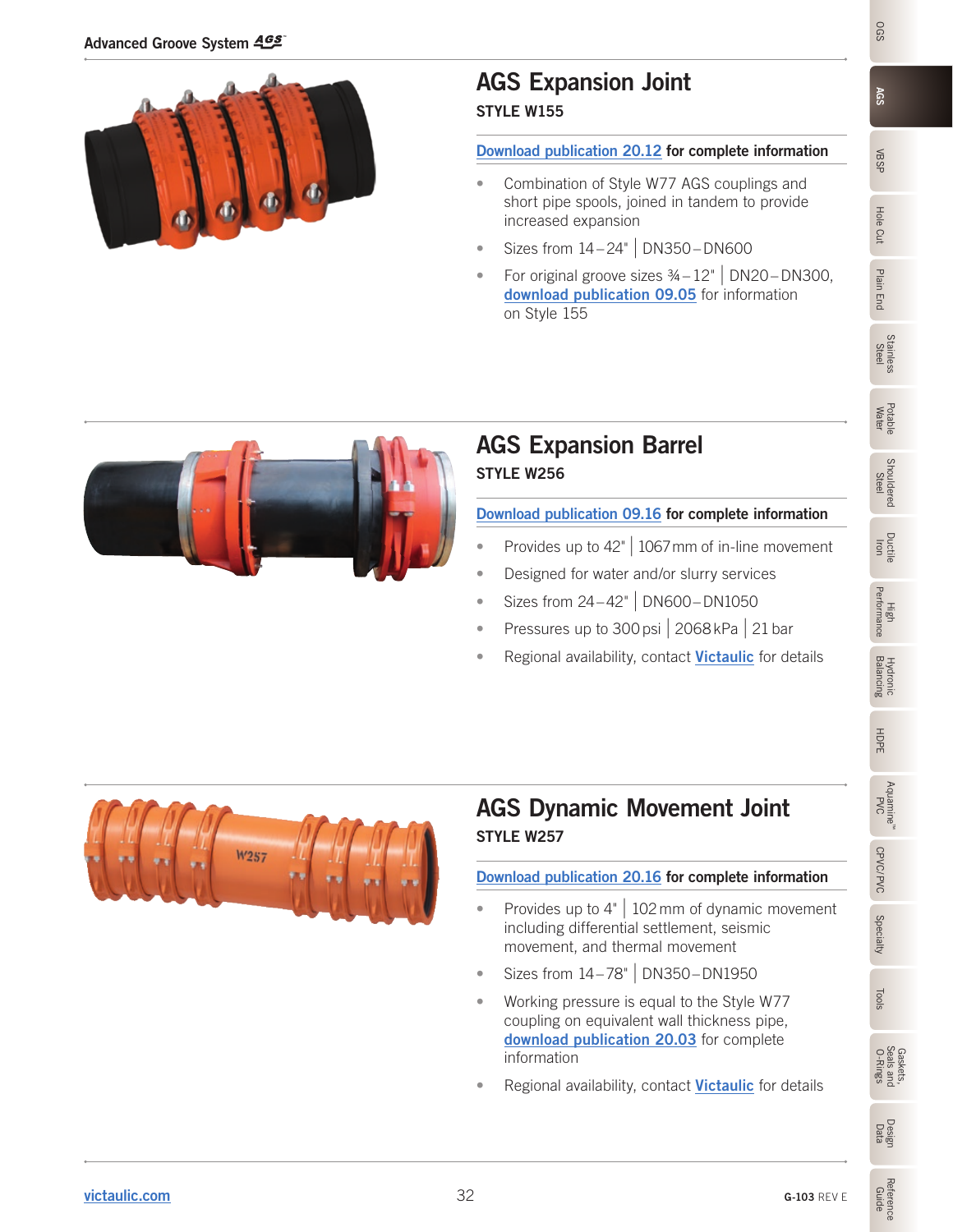## AGS Expansion Joint

**STYLE W155**

[Download publication 20.12](#) **for complete information**

- Combination of Style W77 AGS couplings and short pipe spools, joined in tandem to provide increased expansion
- Sizes from 14 – 24" | DN350 – DN600
- For original groove sizes ¾ – 12" | DN20 – DN300, **download publication 09.05** for information on Style 155

## AGS Expansion Barrel

**STYLE W256**

[Download publication 09.16](#) **for complete information**

- Provides up to 42" | 1067 mm of in-line movement
- Designed for water and/or slurry services
- Sizes from 24 – 42" | DN600 – DN1050
- Pressures up to 300 psi | 2068 kPa | 21 bar
- Regional availability, contact **Victaulic** for details

## AGS Dynamic Movement Joint

**STYLE W257**

[Download publication 20.16](#) **for complete information**

- Provides up to 4" | 102 mm of dynamic movement including differential settlement, seismic movement, and thermal movement
- Sizes from 14 – 78" | DN350 – DN1950
- Working pressure is equal to the Style W77 coupling on equivalent wall thickness pipe, **download publication 20.03** for complete information
- Regional availability, contact **Victaulic** for details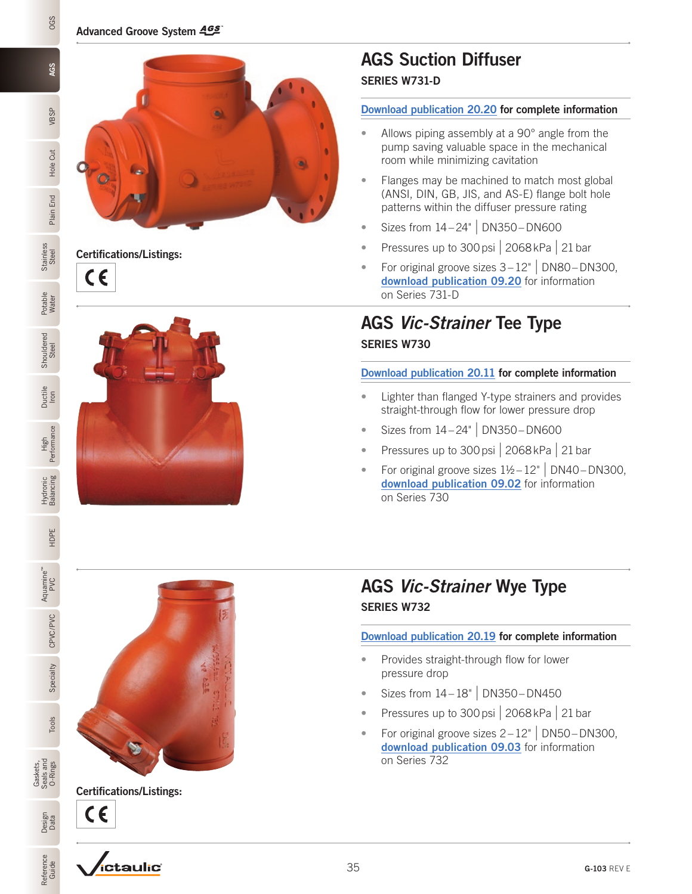## AGS Suction Diffuser

**SERIES W731-D**

Download publication 20.20 **for complete information**

- Allows piping assembly at a 90° angle from the pump saving valuable space in the mechanical room while minimizing cavitation
- Flanges may be machined to match most global (ANSI, DIN, GB, JIS, and AS-E) flange bolt hole patterns within the diffuser pressure rating
- Sizes from 14 – 24" | DN350 – DN600
- Pressures up to 300 psi | 2068 kPa | 21 bar
- For original groove sizes 3 – 12" | DN80 – DN300, **download publication 09.20** for information on Series 731-D

**Certifications/Listings:**

CE

## AGS *Vic-Strainer* Tee Type

**SERIES W730**

Download publication 20.11 **for complete information**

- Lighter than flanged Y-type strainers and provides straight-through flow for lower pressure drop
- Sizes from 14 – 24" | DN350 – DN600
- Pressures up to 300 psi | 2068 kPa | 21 bar
- For original groove sizes 1½ – 12" | DN40 – DN300, **download publication 09.02** for information on Series 730

## AGS *Vic-Strainer* Wye Type

**SERIES W732**

Download publication 20.19 **for complete information**

- Provides straight-through flow for lower pressure drop
- Sizes from 14 – 18" | DN350 – DN450
- Pressures up to 300 psi | 2068 kPa | 21 bar
- For original groove sizes 2 – 12" | DN50 – DN300, **download publication 09.03** for information on Series 732

**Certifications/Listings:**

CE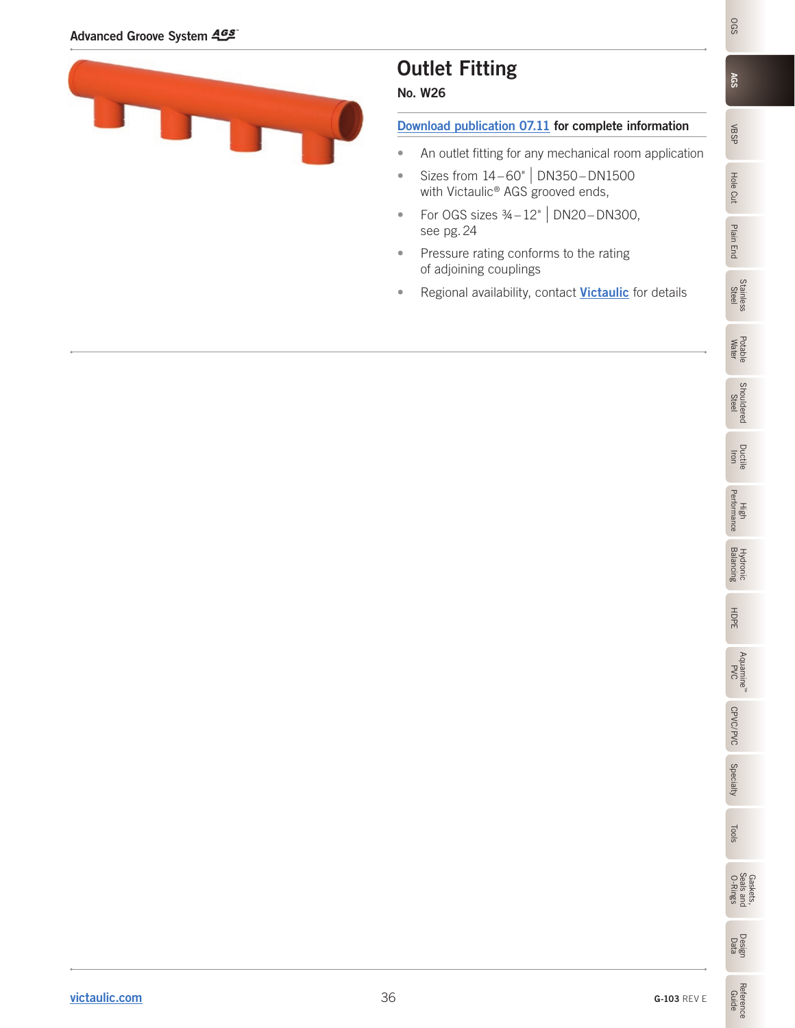# Outlet Fitting

**No. W26**

**Download publication 07.11 for complete information**

- An outlet fitting for any mechanical room application
- Sizes from 14 – 60" | DN350 – DN1500 with Victaulic® AGS grooved ends,
- For OGS sizes ¾ – 12" | DN20 – DN300, see pg. 24
- Pressure rating conforms to the rating of adjoining couplings
- Regional availability, contact **Victaulic** for details